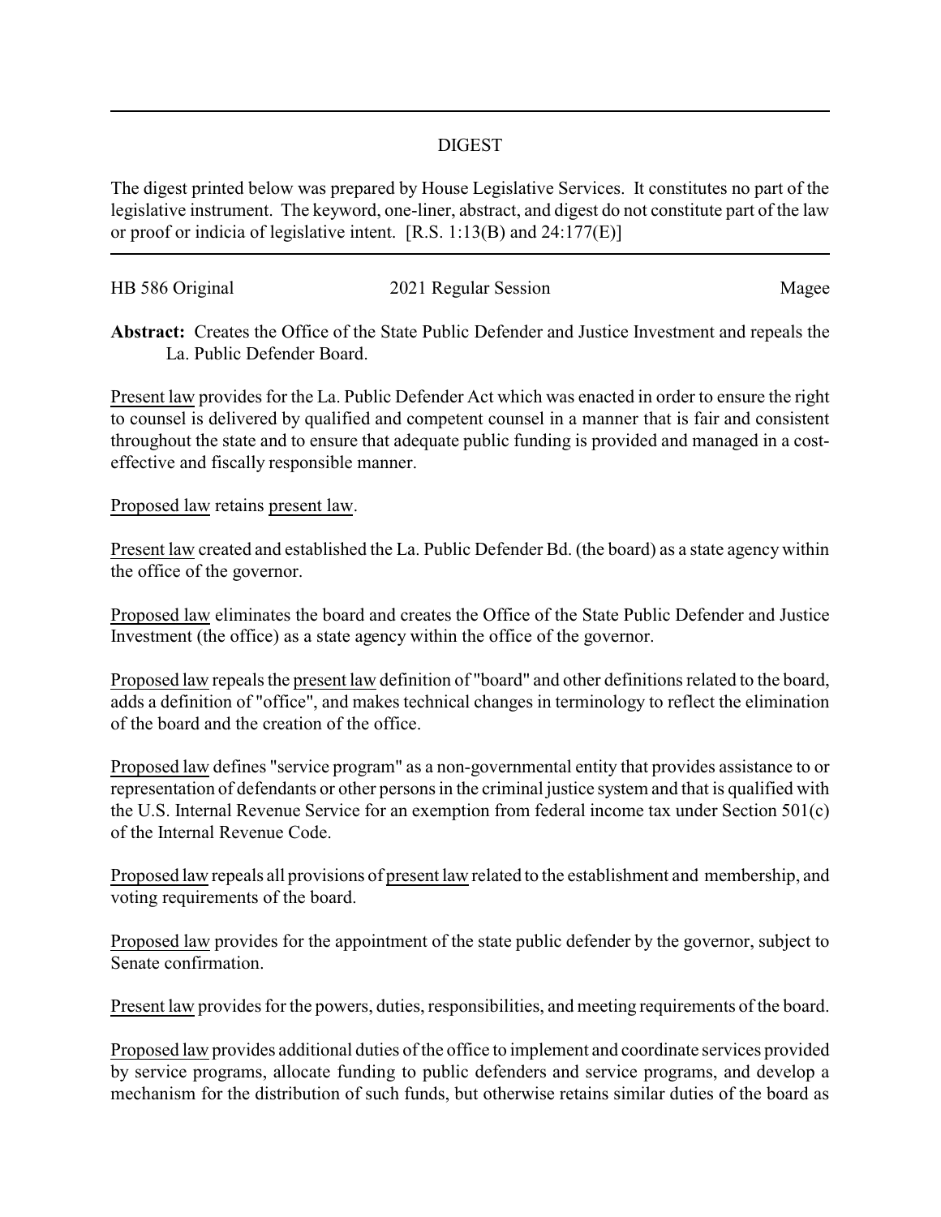## DIGEST

The digest printed below was prepared by House Legislative Services. It constitutes no part of the legislative instrument. The keyword, one-liner, abstract, and digest do not constitute part of the law or proof or indicia of legislative intent. [R.S. 1:13(B) and 24:177(E)]

HB 586 Original | 2021 Regular Session | Magee

**Abstract:** Creates the Office of the State Public Defender and Justice Investment and repeals the La. Public Defender Board.

Present law provides for the La. Public Defender Act which was enacted in order to ensure the right to counsel is delivered by qualified and competent counsel in a manner that is fair and consistent throughout the state and to ensure that adequate public funding is provided and managed in a cost-effective and fiscally responsible manner.

Proposed law retains present law.

Present law created and established the La. Public Defender Bd. (the board) as a state agency within the office of the governor.

Proposed law eliminates the board and creates the Office of the State Public Defender and Justice Investment (the office) as a state agency within the office of the governor.

Proposed law repeals the present law definition of "board" and other definitions related to the board, adds a definition of "office", and makes technical changes in terminology to reflect the elimination of the board and the creation of the office.

Proposed law defines "service program" as a non-governmental entity that provides assistance to or representation of defendants or other persons in the criminal justice system and that is qualified with the U.S. Internal Revenue Service for an exemption from federal income tax under Section 501(c) of the Internal Revenue Code.

Proposed law repeals all provisions of present law related to the establishment and membership, and voting requirements of the board.

Proposed law provides for the appointment of the state public defender by the governor, subject to Senate confirmation.

Present law provides for the powers, duties, responsibilities, and meeting requirements of the board.

Proposed law provides additional duties of the office to implement and coordinate services provided by service programs, allocate funding to public defenders and service programs, and develop a mechanism for the distribution of such funds, but otherwise retains similar duties of the board as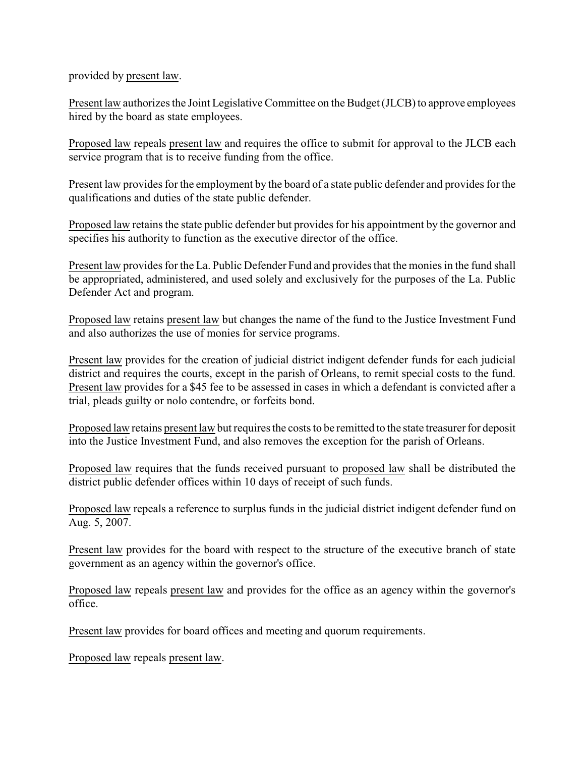provided by present law.

Present law authorizes the Joint Legislative Committee on the Budget (JLCB) to approve employees hired by the board as state employees.

Proposed law repeals present law and requires the office to submit for approval to the JLCB each service program that is to receive funding from the office.

Present law provides for the employment by the board of a state public defender and provides for the qualifications and duties of the state public defender.

Proposed law retains the state public defender but provides for his appointment by the governor and specifies his authority to function as the executive director of the office.

Present law provides for the La. Public Defender Fund and provides that the monies in the fund shall be appropriated, administered, and used solely and exclusively for the purposes of the La. Public Defender Act and program.

Proposed law retains present law but changes the name of the fund to the Justice Investment Fund and also authorizes the use of monies for service programs.

Present law provides for the creation of judicial district indigent defender funds for each judicial district and requires the courts, except in the parish of Orleans, to remit special costs to the fund. Present law provides for a $45 fee to be assessed in cases in which a defendant is convicted after a trial, pleads guilty or nolo contendre, or forfeits bond.

Proposed law retains present law but requires the costs to be remitted to the state treasurer for deposit into the Justice Investment Fund, and also removes the exception for the parish of Orleans.

Proposed law requires that the funds received pursuant to proposed law shall be distributed the district public defender offices within 10 days of receipt of such funds.

Proposed law repeals a reference to surplus funds in the judicial district indigent defender fund on Aug. 5, 2007.

Present law provides for the board with respect to the structure of the executive branch of state government as an agency within the governor's office.

Proposed law repeals present law and provides for the office as an agency within the governor's office.

Present law provides for board offices and meeting and quorum requirements.

Proposed law repeals present law.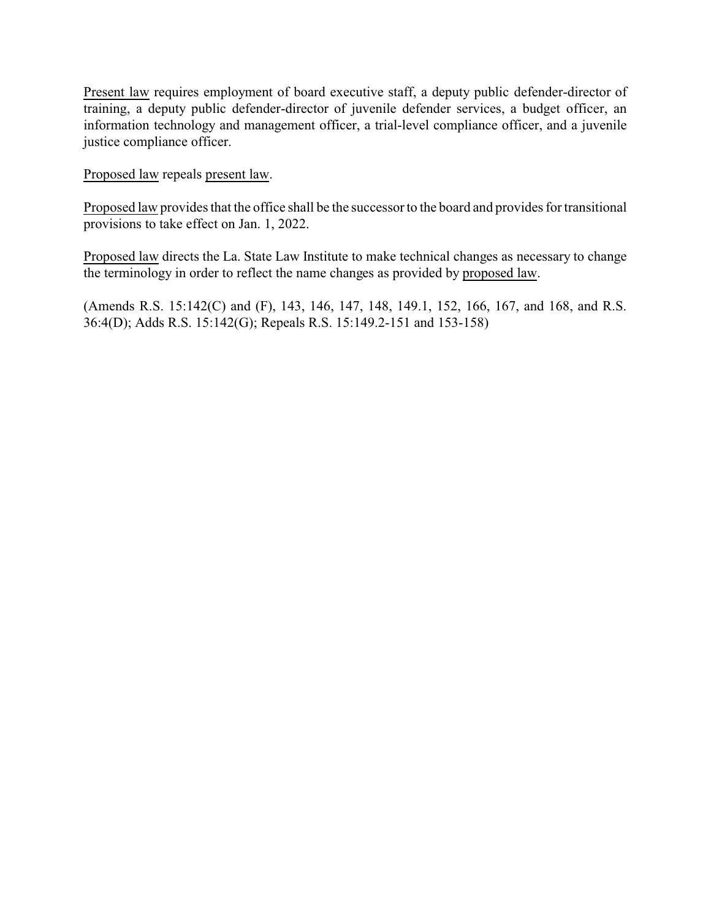Present law requires employment of board executive staff, a deputy public defender-director of training, a deputy public defender-director of juvenile defender services, a budget officer, an information technology and management officer, a trial-level compliance officer, and a juvenile justice compliance officer.

Proposed law repeals present law.

Proposed law provides that the office shall be the successor to the board and provides for transitional provisions to take effect on Jan. 1, 2022.

Proposed law directs the La. State Law Institute to make technical changes as necessary to change the terminology in order to reflect the name changes as provided by proposed law.

(Amends R.S. 15:142(C) and (F), 143, 146, 147, 148, 149.1, 152, 166, 167, and 168, and R.S. 36:4(D); Adds R.S. 15:142(G); Repeals R.S. 15:149.2-151 and 153-158)